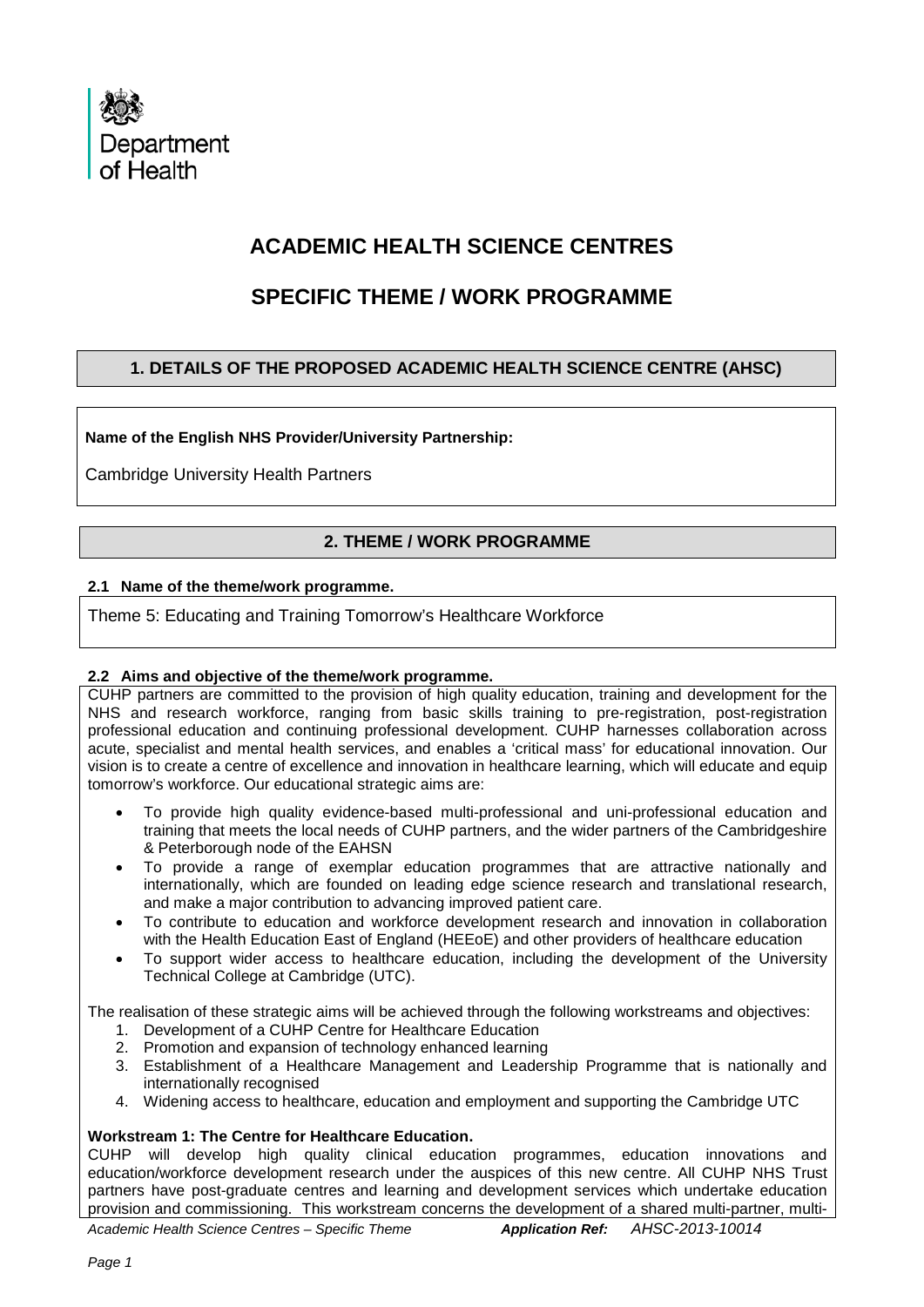Department of Health

# ACADEMIC HEALTH SCIENCE CENTRES

## SPECIFIC THEME / WORK PROGRAMME

### 1. DETAILS OF THE PROPOSED ACADEMIC HEALTH SCIENCE CENTRE (AHSC)

**Name of the English NHS Provider/University Partnership:**

Cambridge University Health Partners

### 2. THEME / WORK PROGRAMME

**2.1 Name of the theme/work programme.**

Theme 5: Educating and Training Tomorrow's Healthcare Workforce

**2.2 Aims and objective of the theme/work programme.**

CUHP partners are committed to the provision of high quality education, training and development for the NHS and research workforce, ranging from basic skills training to pre-registration, post-registration professional education and continuing professional development. CUHP harnesses collaboration across acute, specialist and mental health services, and enables a 'critical mass' for educational innovation. Our vision is to create a centre of excellence and innovation in healthcare learning, which will educate and equip tomorrow's workforce. Our educational strategic aims are:

- To provide high quality evidence-based multi-professional and uni-professional education and training that meets the local needs of CUHP partners, and the wider partners of the Cambridgeshire & Peterborough node of the EAHSN
- To provide a range of exemplar education programmes that are attractive nationally and internationally, which are founded on leading edge science research and translational research, and make a major contribution to advancing improved patient care.
- To contribute to education and workforce development research and innovation in collaboration with the Health Education East of England (HEEoE) and other providers of healthcare education
- To support wider access to healthcare education, including the development of the University Technical College at Cambridge (UTC).

The realisation of these strategic aims will be achieved through the following workstreams and objectives:

1. Development of a CUHP Centre for Healthcare Education
2. Promotion and expansion of technology enhanced learning
3. Establishment of a Healthcare Management and Leadership Programme that is nationally and internationally recognised
4. Widening access to healthcare, education and employment and supporting the Cambridge UTC

**Workstream 1: The Centre for Healthcare Education.**

CUHP will develop high quality clinical education programmes, education innovations and education/workforce development research under the auspices of this new centre. All CUHP NHS Trust partners have post-graduate centres and learning and development services which undertake education provision and commissioning. This workstream concerns the development of a shared multi-partner, multi-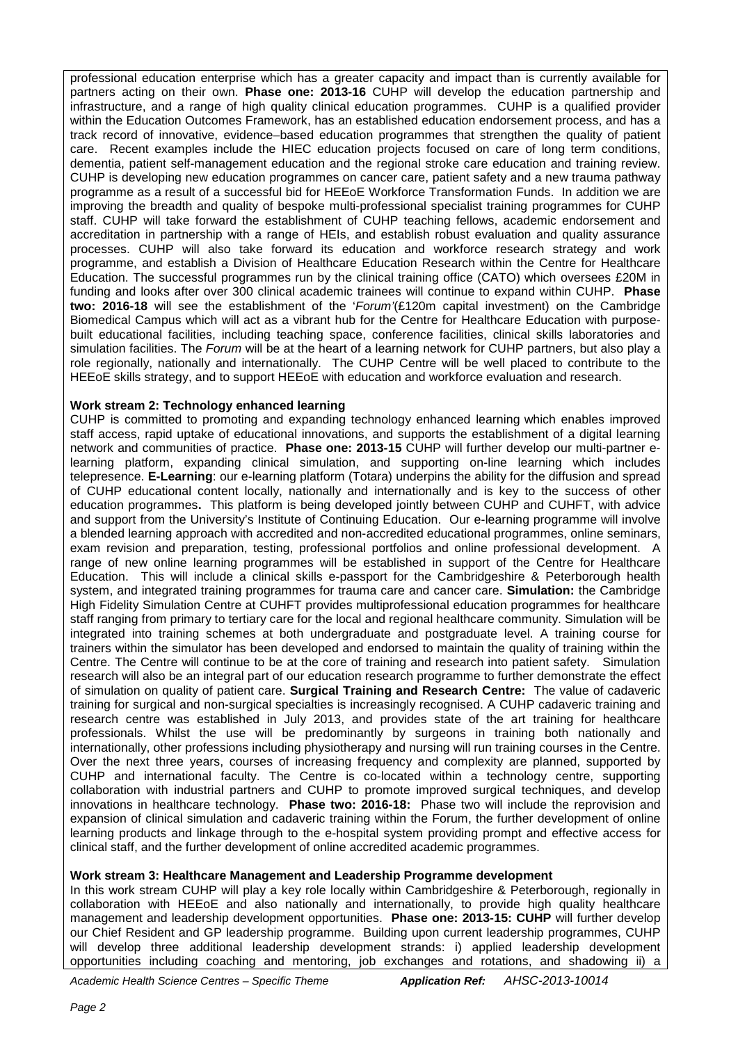professional education enterprise which has a greater capacity and impact than is currently available for partners acting on their own. **Phase one: 2013-16** CUHP will develop the education partnership and infrastructure, and a range of high quality clinical education programmes. CUHP is a qualified provider within the Education Outcomes Framework, has an established education endorsement process, and has a track record of innovative, evidence–based education programmes that strengthen the quality of patient care. Recent examples include the HIEC education projects focused on care of long term conditions, dementia, patient self-management education and the regional stroke care education and training review. CUHP is developing new education programmes on cancer care, patient safety and a new trauma pathway programme as a result of a successful bid for HEEoE Workforce Transformation Funds. In addition we are improving the breadth and quality of bespoke multi-professional specialist training programmes for CUHP staff. CUHP will take forward the establishment of CUHP teaching fellows, academic endorsement and accreditation in partnership with a range of HEIs, and establish robust evaluation and quality assurance processes. CUHP will also take forward its education and workforce research strategy and work programme, and establish a Division of Healthcare Education Research within the Centre for Healthcare Education. The successful programmes run by the clinical training office (CATO) which oversees £20M in funding and looks after over 300 clinical academic trainees will continue to expand within CUHP. **Phase two: 2016-18** will see the establishment of the '*Forum*'(£120m capital investment) on the Cambridge Biomedical Campus which will act as a vibrant hub for the Centre for Healthcare Education with purpose-built educational facilities, including teaching space, conference facilities, clinical skills laboratories and simulation facilities. The *Forum* will be at the heart of a learning network for CUHP partners, but also play a role regionally, nationally and internationally. The CUHP Centre will be well placed to contribute to the HEEoE skills strategy, and to support HEEoE with education and workforce evaluation and research.

**Work stream 2: Technology enhanced learning**

CUHP is committed to promoting and expanding technology enhanced learning which enables improved staff access, rapid uptake of educational innovations, and supports the establishment of a digital learning network and communities of practice. **Phase one: 2013-15** CUHP will further develop our multi-partner e-learning platform, expanding clinical simulation, and supporting on-line learning which includes telepresence. **E-Learning**: our e-learning platform (Totara) underpins the ability for the diffusion and spread of CUHP educational content locally, nationally and internationally and is key to the success of other education programmes**.** This platform is being developed jointly between CUHP and CUHFT, with advice and support from the University's Institute of Continuing Education. Our e-learning programme will involve a blended learning approach with accredited and non-accredited educational programmes, online seminars, exam revision and preparation, testing, professional portfolios and online professional development. A range of new online learning programmes will be established in support of the Centre for Healthcare Education. This will include a clinical skills e-passport for the Cambridgeshire & Peterborough health system, and integrated training programmes for trauma care and cancer care. **Simulation:** the Cambridge High Fidelity Simulation Centre at CUHFT provides multiprofessional education programmes for healthcare staff ranging from primary to tertiary care for the local and regional healthcare community. Simulation will be integrated into training schemes at both undergraduate and postgraduate level. A training course for trainers within the simulator has been developed and endorsed to maintain the quality of training within the Centre. The Centre will continue to be at the core of training and research into patient safety. Simulation research will also be an integral part of our education research programme to further demonstrate the effect of simulation on quality of patient care. **Surgical Training and Research Centre:** The value of cadaveric training for surgical and non-surgical specialties is increasingly recognised. A CUHP cadaveric training and research centre was established in July 2013, and provides state of the art training for healthcare professionals. Whilst the use will be predominantly by surgeons in training both nationally and internationally, other professions including physiotherapy and nursing will run training courses in the Centre. Over the next three years, courses of increasing frequency and complexity are planned, supported by CUHP and international faculty. The Centre is co-located within a technology centre, supporting collaboration with industrial partners and CUHP to promote improved surgical techniques, and develop innovations in healthcare technology. **Phase two: 2016-18:** Phase two will include the reprovision and expansion of clinical simulation and cadaveric training within the Forum, the further development of online learning products and linkage through to the e-hospital system providing prompt and effective access for clinical staff, and the further development of online accredited academic programmes.

**Work stream 3: Healthcare Management and Leadership Programme development**

In this work stream CUHP will play a key role locally within Cambridgeshire & Peterborough, regionally in collaboration with HEEoE and also nationally and internationally, to provide high quality healthcare management and leadership development opportunities. **Phase one: 2013-15: CUHP** will further develop our Chief Resident and GP leadership programme. Building upon current leadership programmes, CUHP will develop three additional leadership development strands: i) applied leadership development opportunities including coaching and mentoring, job exchanges and rotations, and shadowing ii) a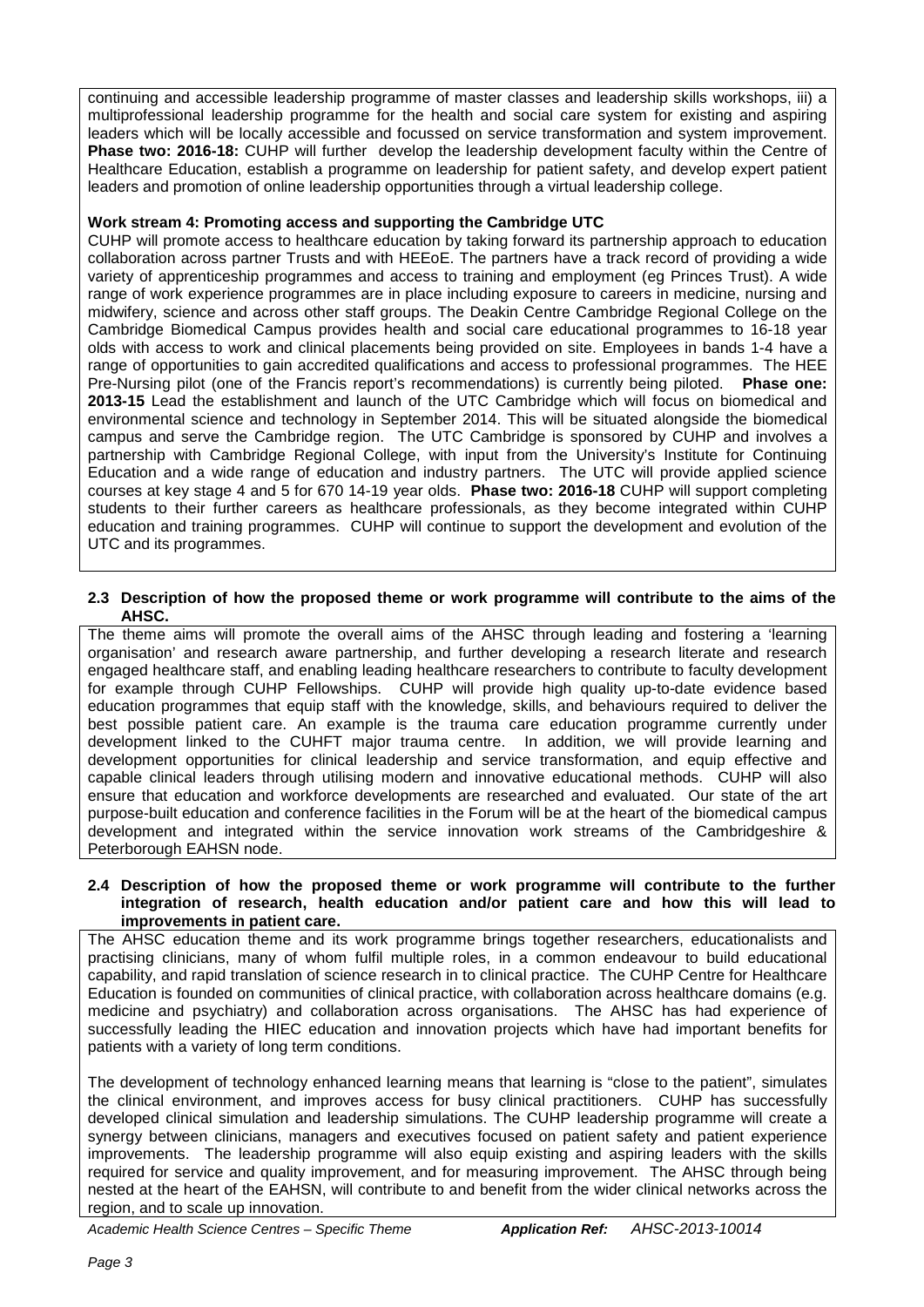continuing and accessible leadership programme of master classes and leadership skills workshops, iii) a multiprofessional leadership programme for the health and social care system for existing and aspiring leaders which will be locally accessible and focussed on service transformation and system improvement. **Phase two: 2016-18:** CUHP will further develop the leadership development faculty within the Centre of Healthcare Education, establish a programme on leadership for patient safety, and develop expert patient leaders and promotion of online leadership opportunities through a virtual leadership college.

**Work stream 4: Promoting access and supporting the Cambridge UTC**

CUHP will promote access to healthcare education by taking forward its partnership approach to education collaboration across partner Trusts and with HEEoE. The partners have a track record of providing a wide variety of apprenticeship programmes and access to training and employment (eg Princes Trust). A wide range of work experience programmes are in place including exposure to careers in medicine, nursing and midwifery, science and across other staff groups. The Deakin Centre Cambridge Regional College on the Cambridge Biomedical Campus provides health and social care educational programmes to 16-18 year olds with access to work and clinical placements being provided on site. Employees in bands 1-4 have a range of opportunities to gain accredited qualifications and access to professional programmes. The HEE Pre-Nursing pilot (one of the Francis report's recommendations) is currently being piloted. **Phase one: 2013-15** Lead the establishment and launch of the UTC Cambridge which will focus on biomedical and environmental science and technology in September 2014. This will be situated alongside the biomedical campus and serve the Cambridge region. The UTC Cambridge is sponsored by CUHP and involves a partnership with Cambridge Regional College, with input from the University's Institute for Continuing Education and a wide range of education and industry partners. The UTC will provide applied science courses at key stage 4 and 5 for 670 14-19 year olds. **Phase two: 2016-18** CUHP will support completing students to their further careers as healthcare professionals, as they become integrated within CUHP education and training programmes. CUHP will continue to support the development and evolution of the UTC and its programmes.

**2.3 Description of how the proposed theme or work programme will contribute to the aims of the AHSC.**

The theme aims will promote the overall aims of the AHSC through leading and fostering a 'learning organisation' and research aware partnership, and further developing a research literate and research engaged healthcare staff, and enabling leading healthcare researchers to contribute to faculty development for example through CUHP Fellowships. CUHP will provide high quality up-to-date evidence based education programmes that equip staff with the knowledge, skills, and behaviours required to deliver the best possible patient care. An example is the trauma care education programme currently under development linked to the CUHFT major trauma centre. In addition, we will provide learning and development opportunities for clinical leadership and service transformation, and equip effective and capable clinical leaders through utilising modern and innovative educational methods. CUHP will also ensure that education and workforce developments are researched and evaluated. Our state of the art purpose-built education and conference facilities in the Forum will be at the heart of the biomedical campus development and integrated within the service innovation work streams of the Cambridgeshire & Peterborough EAHSN node.

**2.4 Description of how the proposed theme or work programme will contribute to the further integration of research, health education and/or patient care and how this will lead to improvements in patient care.**

The AHSC education theme and its work programme brings together researchers, educationalists and practising clinicians, many of whom fulfil multiple roles, in a common endeavour to build educational capability, and rapid translation of science research in to clinical practice. The CUHP Centre for Healthcare Education is founded on communities of clinical practice, with collaboration across healthcare domains (e.g. medicine and psychiatry) and collaboration across organisations. The AHSC has had experience of successfully leading the HIEC education and innovation projects which have had important benefits for patients with a variety of long term conditions.

The development of technology enhanced learning means that learning is "close to the patient", simulates the clinical environment, and improves access for busy clinical practitioners. CUHP has successfully developed clinical simulation and leadership simulations. The CUHP leadership programme will create a synergy between clinicians, managers and executives focused on patient safety and patient experience improvements. The leadership programme will also equip existing and aspiring leaders with the skills required for service and quality improvement, and for measuring improvement. The AHSC through being nested at the heart of the EAHSN, will contribute to and benefit from the wider clinical networks across the region, and to scale up innovation.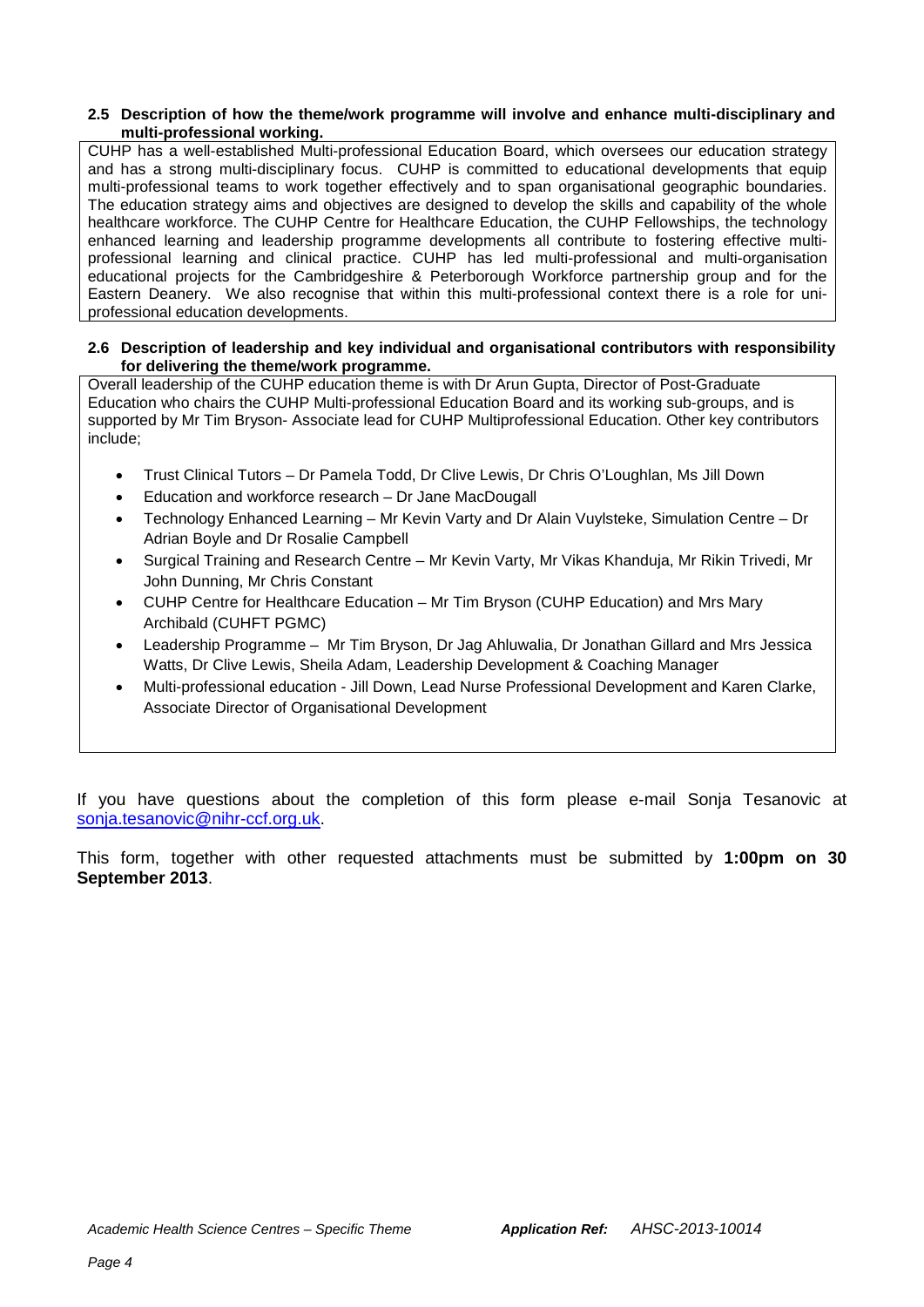**2.5 Description of how the theme/work programme will involve and enhance multi-disciplinary and multi-professional working.**

CUHP has a well-established Multi-professional Education Board, which oversees our education strategy and has a strong multi-disciplinary focus. CUHP is committed to educational developments that equip multi-professional teams to work together effectively and to span organisational geographic boundaries. The education strategy aims and objectives are designed to develop the skills and capability of the whole healthcare workforce. The CUHP Centre for Healthcare Education, the CUHP Fellowships, the technology enhanced learning and leadership programme developments all contribute to fostering effective multi-professional learning and clinical practice. CUHP has led multi-professional and multi-organisation educational projects for the Cambridgeshire & Peterborough Workforce partnership group and for the Eastern Deanery. We also recognise that within this multi-professional context there is a role for uni-professional education developments.

**2.6 Description of leadership and key individual and organisational contributors with responsibility for delivering the theme/work programme.**

Overall leadership of the CUHP education theme is with Dr Arun Gupta, Director of Post-Graduate Education who chairs the CUHP Multi-professional Education Board and its working sub-groups, and is supported by Mr Tim Bryson- Associate lead for CUHP Multiprofessional Education. Other key contributors include;

- Trust Clinical Tutors – Dr Pamela Todd, Dr Clive Lewis, Dr Chris O'Loughlan, Ms Jill Down
- Education and workforce research – Dr Jane MacDougall
- Technology Enhanced Learning – Mr Kevin Varty and Dr Alain Vuylsteke, Simulation Centre – Dr Adrian Boyle and Dr Rosalie Campbell
- Surgical Training and Research Centre – Mr Kevin Varty, Mr Vikas Khanduja, Mr Rikin Trivedi, Mr John Dunning, Mr Chris Constant
- CUHP Centre for Healthcare Education – Mr Tim Bryson (CUHP Education) and Mrs Mary Archibald (CUHFT PGMC)
- Leadership Programme – Mr Tim Bryson, Dr Jag Ahluwalia, Dr Jonathan Gillard and Mrs Jessica Watts, Dr Clive Lewis, Sheila Adam, Leadership Development & Coaching Manager
- Multi-professional education - Jill Down, Lead Nurse Professional Development and Karen Clarke, Associate Director of Organisational Development

If you have questions about the completion of this form please e-mail Sonja Tesanovic at sonja.tesanovic@nihr-ccf.org.uk.

This form, together with other requested attachments must be submitted by **1:00pm on 30 September 2013**.